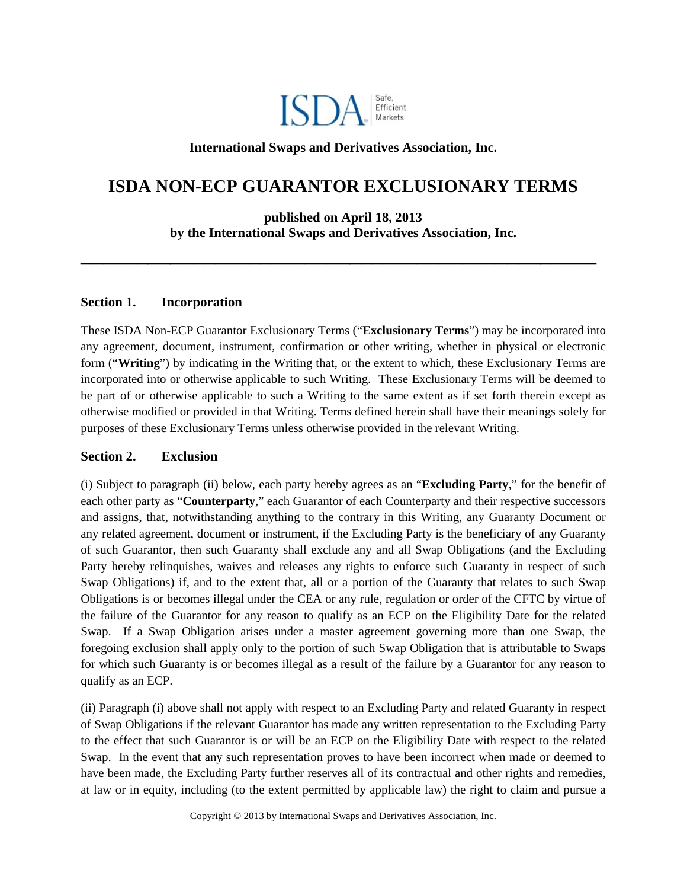**International Swaps and Derivatives Association, Inc.**

# ISDA NON-ECP GUARANTOR EXCLUSIONARY TERMS

**published on April 18, 2013**
**by the International Swaps and Derivatives Association, Inc.**

---

## Section 1. Incorporation

These ISDA Non-ECP Guarantor Exclusionary Terms ("**Exclusionary Terms**") may be incorporated into any agreement, document, instrument, confirmation or other writing, whether in physical or electronic form ("**Writing**") by indicating in the Writing that, or the extent to which, these Exclusionary Terms are incorporated into or otherwise applicable to such Writing. These Exclusionary Terms will be deemed to be part of or otherwise applicable to such a Writing to the same extent as if set forth therein except as otherwise modified or provided in that Writing. Terms defined herein shall have their meanings solely for purposes of these Exclusionary Terms unless otherwise provided in the relevant Writing.

## Section 2. Exclusion

(i) Subject to paragraph (ii) below, each party hereby agrees as an "**Excluding Party**," for the benefit of each other party as "**Counterparty**," each Guarantor of each Counterparty and their respective successors and assigns, that, notwithstanding anything to the contrary in this Writing, any Guaranty Document or any related agreement, document or instrument, if the Excluding Party is the beneficiary of any Guaranty of such Guarantor, then such Guaranty shall exclude any and all Swap Obligations (and the Excluding Party hereby relinquishes, waives and releases any rights to enforce such Guaranty in respect of such Swap Obligations) if, and to the extent that, all or a portion of the Guaranty that relates to such Swap Obligations is or becomes illegal under the CEA or any rule, regulation or order of the CFTC by virtue of the failure of the Guarantor for any reason to qualify as an ECP on the Eligibility Date for the related Swap. If a Swap Obligation arises under a master agreement governing more than one Swap, the foregoing exclusion shall apply only to the portion of such Swap Obligation that is attributable to Swaps for which such Guaranty is or becomes illegal as a result of the failure by a Guarantor for any reason to qualify as an ECP.

(ii) Paragraph (i) above shall not apply with respect to an Excluding Party and related Guaranty in respect of Swap Obligations if the relevant Guarantor has made any written representation to the Excluding Party to the effect that such Guarantor is or will be an ECP on the Eligibility Date with respect to the related Swap. In the event that any such representation proves to have been incorrect when made or deemed to have been made, the Excluding Party further reserves all of its contractual and other rights and remedies, at law or in equity, including (to the extent permitted by applicable law) the right to claim and pursue a

Copyright © 2013 by International Swaps and Derivatives Association, Inc.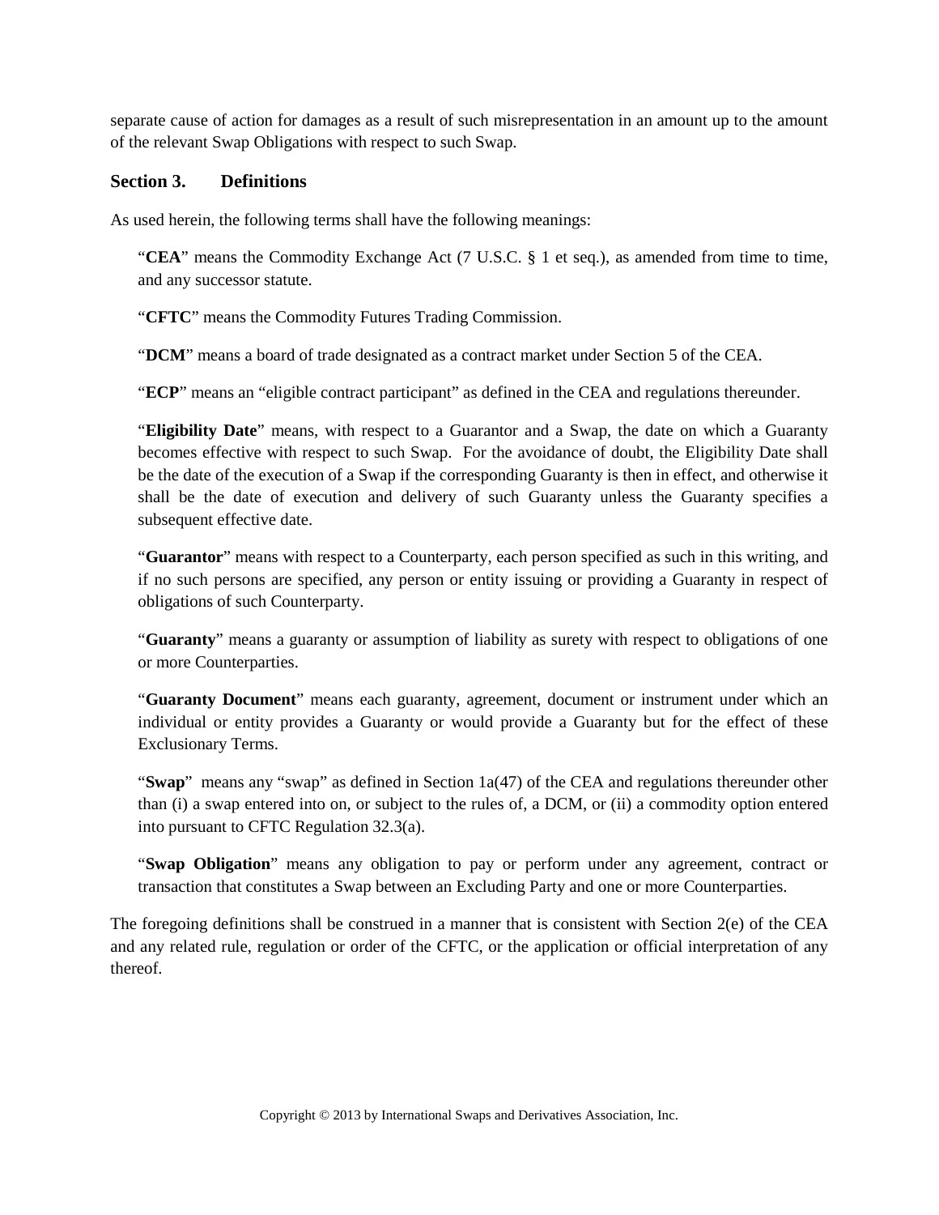separate cause of action for damages as a result of such misrepresentation in an amount up to the amount of the relevant Swap Obligations with respect to such Swap.

## Section 3. Definitions

As used herein, the following terms shall have the following meanings:

"**CEA**" means the Commodity Exchange Act (7 U.S.C. § 1 et seq.), as amended from time to time, and any successor statute.

"**CFTC**" means the Commodity Futures Trading Commission.

"**DCM**" means a board of trade designated as a contract market under Section 5 of the CEA.

"**ECP**" means an "eligible contract participant" as defined in the CEA and regulations thereunder.

"**Eligibility Date**" means, with respect to a Guarantor and a Swap, the date on which a Guaranty becomes effective with respect to such Swap. For the avoidance of doubt, the Eligibility Date shall be the date of the execution of a Swap if the corresponding Guaranty is then in effect, and otherwise it shall be the date of execution and delivery of such Guaranty unless the Guaranty specifies a subsequent effective date.

"**Guarantor**" means with respect to a Counterparty, each person specified as such in this writing, and if no such persons are specified, any person or entity issuing or providing a Guaranty in respect of obligations of such Counterparty.

"**Guaranty**" means a guaranty or assumption of liability as surety with respect to obligations of one or more Counterparties.

"**Guaranty Document**" means each guaranty, agreement, document or instrument under which an individual or entity provides a Guaranty or would provide a Guaranty but for the effect of these Exclusionary Terms.

"**Swap**" means any "swap" as defined in Section 1a(47) of the CEA and regulations thereunder other than (i) a swap entered into on, or subject to the rules of, a DCM, or (ii) a commodity option entered into pursuant to CFTC Regulation 32.3(a).

"**Swap Obligation**" means any obligation to pay or perform under any agreement, contract or transaction that constitutes a Swap between an Excluding Party and one or more Counterparties.

The foregoing definitions shall be construed in a manner that is consistent with Section 2(e) of the CEA and any related rule, regulation or order of the CFTC, or the application or official interpretation of any thereof.

Copyright © 2013 by International Swaps and Derivatives Association, Inc.